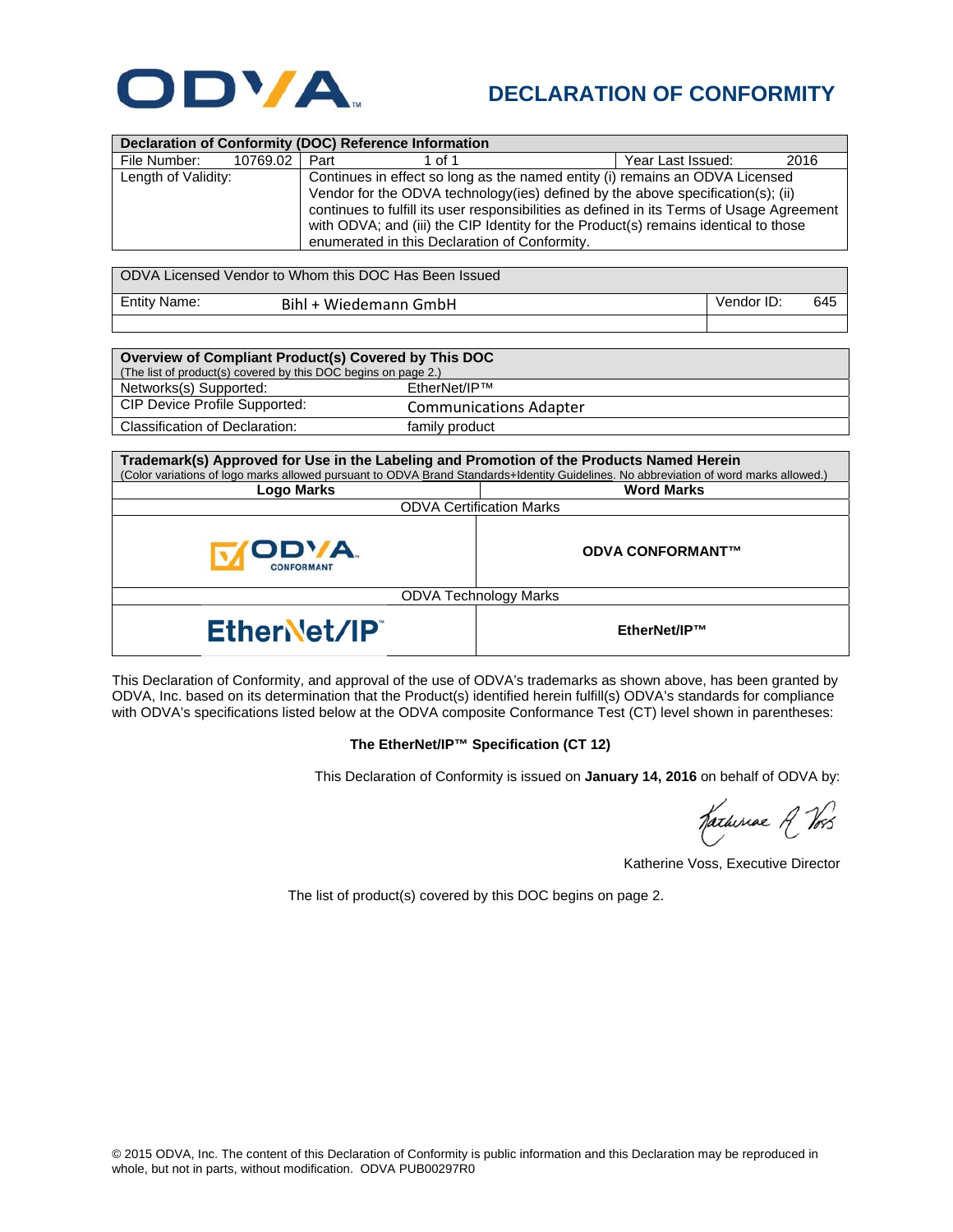# ODVA

## DECLARATION OF CONFORMITY

| Declaration of Conformity (DOC) Reference Information | | | |
|---|---|---|---|
| File Number: 10769.02 | Part 1 of 1 | Year Last Issued: 2016 | |
| Length of Validity: | Continues in effect so long as the named entity (i) remains an ODVA Licensed Vendor for the ODVA technology(ies) defined by the above specification(s); (ii) continues to fulfill its user responsibilities as defined in its Terms of Usage Agreement with ODVA; and (iii) the CIP Identity for the Product(s) remains identical to those enumerated in this Declaration of Conformity. | | |

| ODVA Licensed Vendor to Whom this DOC Has Been Issued | | | |
|---|---|---|---|
| Entity Name: | Bihl + Wiedemann GmbH | Vendor ID: | 645 |

| Overview of Compliant Product(s) Covered by This DOC<br>(The list of product(s) covered by this DOC begins on page 2.) | |
|---|---|
| Networks(s) Supported: | EtherNet/IP™ |
| CIP Device Profile Supported: | Communications Adapter |
| Classification of Declaration: | family product |

| Trademark(s) Approved for Use in the Labeling and Promotion of the Products Named Herein<br>(Color variations of logo marks allowed pursuant to ODVA Brand Standards+Identity Guidelines. No abbreviation of word marks allowed.) | |
|---|---|
| **Logo Marks** | **Word Marks** |
| ODVA Certification Marks | |
| ODVA CONFORMANT | **ODVA CONFORMANT™** |
| ODVA Technology Marks | |
| EtherNet/IP™ | **EtherNet/IP™** |

This Declaration of Conformity, and approval of the use of ODVA's trademarks as shown above, has been granted by ODVA, Inc. based on its determination that the Product(s) identified herein fulfill(s) ODVA's standards for compliance with ODVA's specifications listed below at the ODVA composite Conformance Test (CT) level shown in parentheses:

**The EtherNet/IP™ Specification (CT 12)**

This Declaration of Conformity is issued on **January 14, 2016** on behalf of ODVA by:

Katherine Voss, Executive Director

The list of product(s) covered by this DOC begins on page 2.

© 2015 ODVA, Inc. The content of this Declaration of Conformity is public information and this Declaration may be reproduced in whole, but not in parts, without modification. ODVA PUB00297R0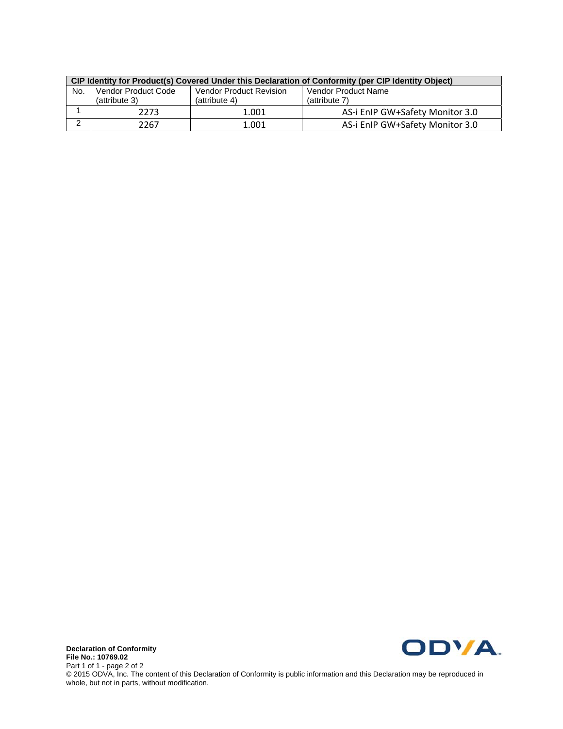| CIP Identity for Product(s) Covered Under this Declaration of Conformity (per CIP Identity Object) | | | |
|---|---|---|---|
| No. | Vendor Product Code (attribute 3) | Vendor Product Revision (attribute 4) | Vendor Product Name (attribute 7) |
| 1 | 2273 | 1.001 | AS-i EnIP GW+Safety Monitor 3.0 |
| 2 | 2267 | 1.001 | AS-i EnIP GW+Safety Monitor 3.0 |

**Declaration of Conformity**
**File No.: 10769.02**
Part 1 of 1 - page 2 of 2
© 2015 ODVA, Inc. The content of this Declaration of Conformity is public information and this Declaration may be reproduced in whole, but not in parts, without modification.